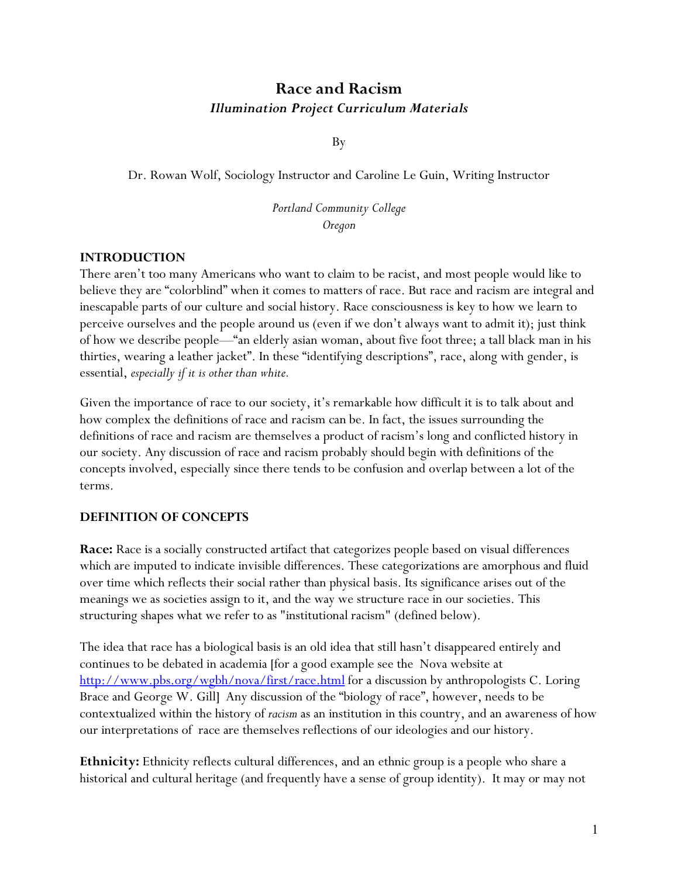# Race and Racism

## *Illumination Project Curriculum Materials*

By

Dr. Rowan Wolf, Sociology Instructor and Caroline Le Guin, Writing Instructor

*Portland Community College*
*Oregon*

## INTRODUCTION

There aren't too many Americans who want to claim to be racist, and most people would like to believe they are "colorblind" when it comes to matters of race. But race and racism are integral and inescapable parts of our culture and social history. Race consciousness is key to how we learn to perceive ourselves and the people around us (even if we don't always want to admit it); just think of how we describe people—"an elderly asian woman, about five foot three; a tall black man in his thirties, wearing a leather jacket". In these "identifying descriptions", race, along with gender, is essential, *especially if it is other than white.*

Given the importance of race to our society, it's remarkable how difficult it is to talk about and how complex the definitions of race and racism can be. In fact, the issues surrounding the definitions of race and racism are themselves a product of racism's long and conflicted history in our society. Any discussion of race and racism probably should begin with definitions of the concepts involved, especially since there tends to be confusion and overlap between a lot of the terms.

## DEFINITION OF CONCEPTS

**Race:** Race is a socially constructed artifact that categorizes people based on visual differences which are imputed to indicate invisible differences. These categorizations are amorphous and fluid over time which reflects their social rather than physical basis. Its significance arises out of the meanings we as societies assign to it, and the way we structure race in our societies. This structuring shapes what we refer to as "institutional racism" (defined below).

The idea that race has a biological basis is an old idea that still hasn't disappeared entirely and continues to be debated in academia [for a good example see the Nova website at [http://www.pbs.org/wgbh/nova/first/race.html](http://www.pbs.org/wgbh/nova/first/race.html) for a discussion by anthropologists C. Loring Brace and George W. Gill] Any discussion of the "biology of race", however, needs to be contextualized within the history of *racism* as an institution in this country, and an awareness of how our interpretations of race are themselves reflections of our ideologies and our history.

**Ethnicity:** Ethnicity reflects cultural differences, and an ethnic group is a people who share a historical and cultural heritage (and frequently have a sense of group identity). It may or may not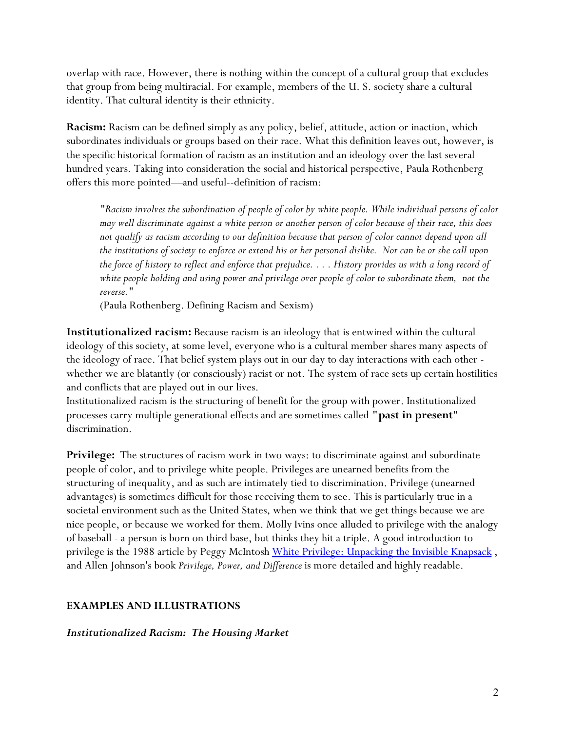overlap with race. However, there is nothing within the concept of a cultural group that excludes that group from being multiracial. For example, members of the U. S. society share a cultural identity. That cultural identity is their ethnicity.

**Racism:** Racism can be defined simply as any policy, belief, attitude, action or inaction, which subordinates individuals or groups based on their race. What this definition leaves out, however, is the specific historical formation of racism as an institution and an ideology over the last several hundred years. Taking into consideration the social and historical perspective, Paula Rothenberg offers this more pointed—and useful--definition of racism:

> "*Racism involves the subordination of people of color by white people. While individual persons of color may well discriminate against a white person or another person of color because of their race, this does not qualify as racism according to our definition because that person of color cannot depend upon all the institutions of society to enforce or extend his or her personal dislike. Nor can he or she call upon the force of history to reflect and enforce that prejudice. . . . History provides us with a long record of white people holding and using power and privilege over people of color to subordinate them, not the reverse.*"
>
> (Paula Rothenberg. Defining Racism and Sexism)

**Institutionalized racism:** Because racism is an ideology that is entwined within the cultural ideology of this society, at some level, everyone who is a cultural member shares many aspects of the ideology of race. That belief system plays out in our day to day interactions with each other - whether we are blatantly (or consciously) racist or not. The system of race sets up certain hostilities and conflicts that are played out in our lives.
Institutionalized racism is the structuring of benefit for the group with power. Institutionalized processes carry multiple generational effects and are sometimes called **"past in present"** discrimination.

**Privilege:** The structures of racism work in two ways: to discriminate against and subordinate people of color, and to privilege white people. Privileges are unearned benefits from the structuring of inequality, and as such are intimately tied to discrimination. Privilege (unearned advantages) is sometimes difficult for those receiving them to see. This is particularly true in a societal environment such as the United States, when we think that we get things because we are nice people, or because we worked for them. Molly Ivins once alluded to privilege with the analogy of baseball - a person is born on third base, but thinks they hit a triple. A good introduction to privilege is the 1988 article by Peggy McIntosh White Privilege: Unpacking the Invisible Knapsack , and Allen Johnson's book *Privilege, Power, and Difference* is more detailed and highly readable.

## EXAMPLES AND ILLUSTRATIONS

### *Institutionalized Racism: The Housing Market*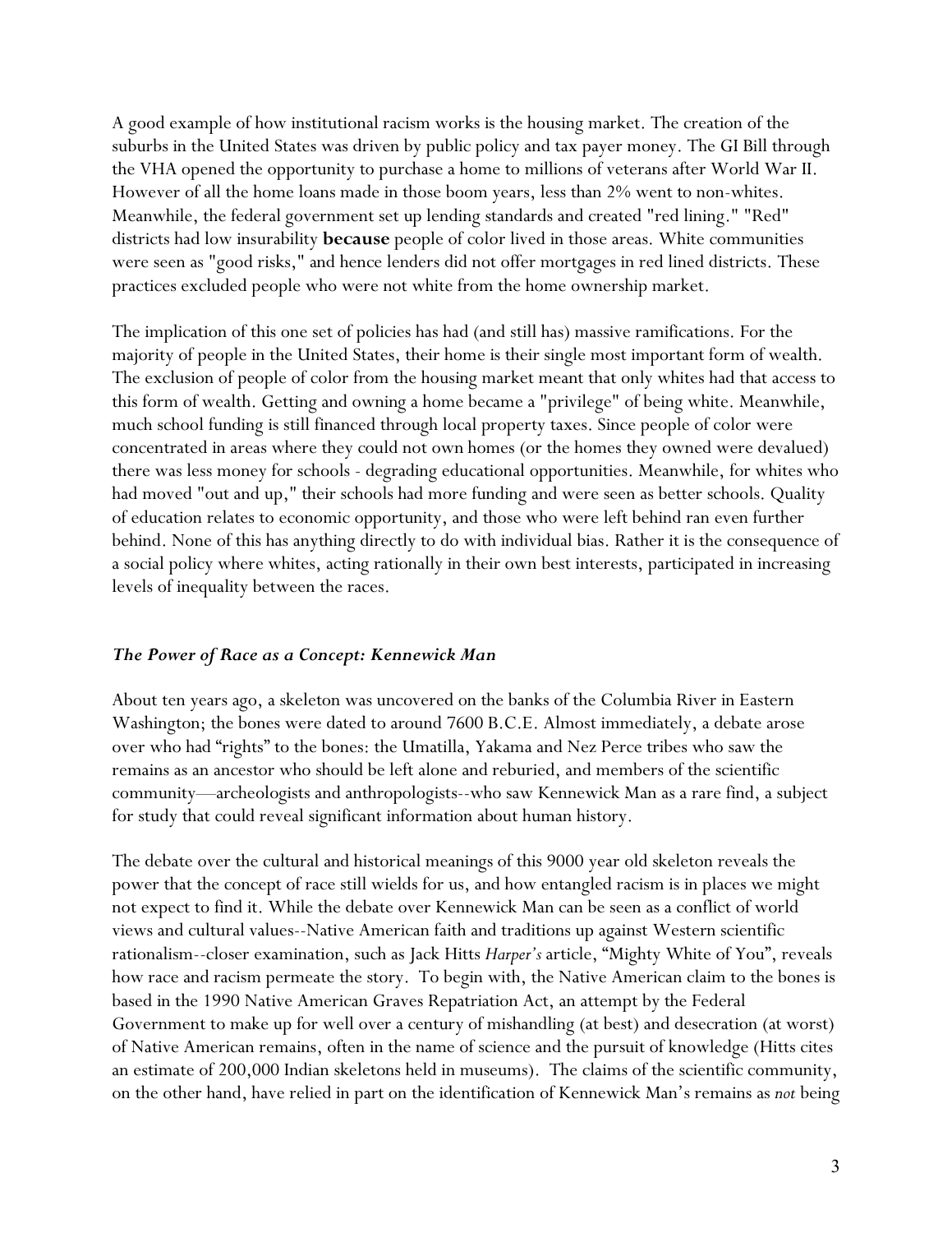A good example of how institutional racism works is the housing market. The creation of the suburbs in the United States was driven by public policy and tax payer money. The GI Bill through the VHA opened the opportunity to purchase a home to millions of veterans after World War II. However of all the home loans made in those boom years, less than 2% went to non-whites. Meanwhile, the federal government set up lending standards and created "red lining." "Red" districts had low insurability **because** people of color lived in those areas. White communities were seen as "good risks," and hence lenders did not offer mortgages in red lined districts. These practices excluded people who were not white from the home ownership market.

The implication of this one set of policies has had (and still has) massive ramifications. For the majority of people in the United States, their home is their single most important form of wealth. The exclusion of people of color from the housing market meant that only whites had that access to this form of wealth. Getting and owning a home became a "privilege" of being white. Meanwhile, much school funding is still financed through local property taxes. Since people of color were concentrated in areas where they could not own homes (or the homes they owned were devalued) there was less money for schools - degrading educational opportunities. Meanwhile, for whites who had moved "out and up," their schools had more funding and were seen as better schools. Quality of education relates to economic opportunity, and those who were left behind ran even further behind. None of this has anything directly to do with individual bias. Rather it is the consequence of a social policy where whites, acting rationally in their own best interests, participated in increasing levels of inequality between the races.

### *The Power of Race as a Concept: Kennewick Man*

About ten years ago, a skeleton was uncovered on the banks of the Columbia River in Eastern Washington; the bones were dated to around 7600 B.C.E. Almost immediately, a debate arose over who had "rights" to the bones: the Umatilla, Yakama and Nez Perce tribes who saw the remains as an ancestor who should be left alone and reburied, and members of the scientific community—archeologists and anthropologists--who saw Kennewick Man as a rare find, a subject for study that could reveal significant information about human history.

The debate over the cultural and historical meanings of this 9000 year old skeleton reveals the power that the concept of race still wields for us, and how entangled racism is in places we might not expect to find it. While the debate over Kennewick Man can be seen as a conflict of world views and cultural values--Native American faith and traditions up against Western scientific rationalism--closer examination, such as Jack Hitts *Harper's* article, "Mighty White of You", reveals how race and racism permeate the story. To begin with, the Native American claim to the bones is based in the 1990 Native American Graves Repatriation Act, an attempt by the Federal Government to make up for well over a century of mishandling (at best) and desecration (at worst) of Native American remains, often in the name of science and the pursuit of knowledge (Hitts cites an estimate of 200,000 Indian skeletons held in museums). The claims of the scientific community, on the other hand, have relied in part on the identification of Kennewick Man's remains as *not* being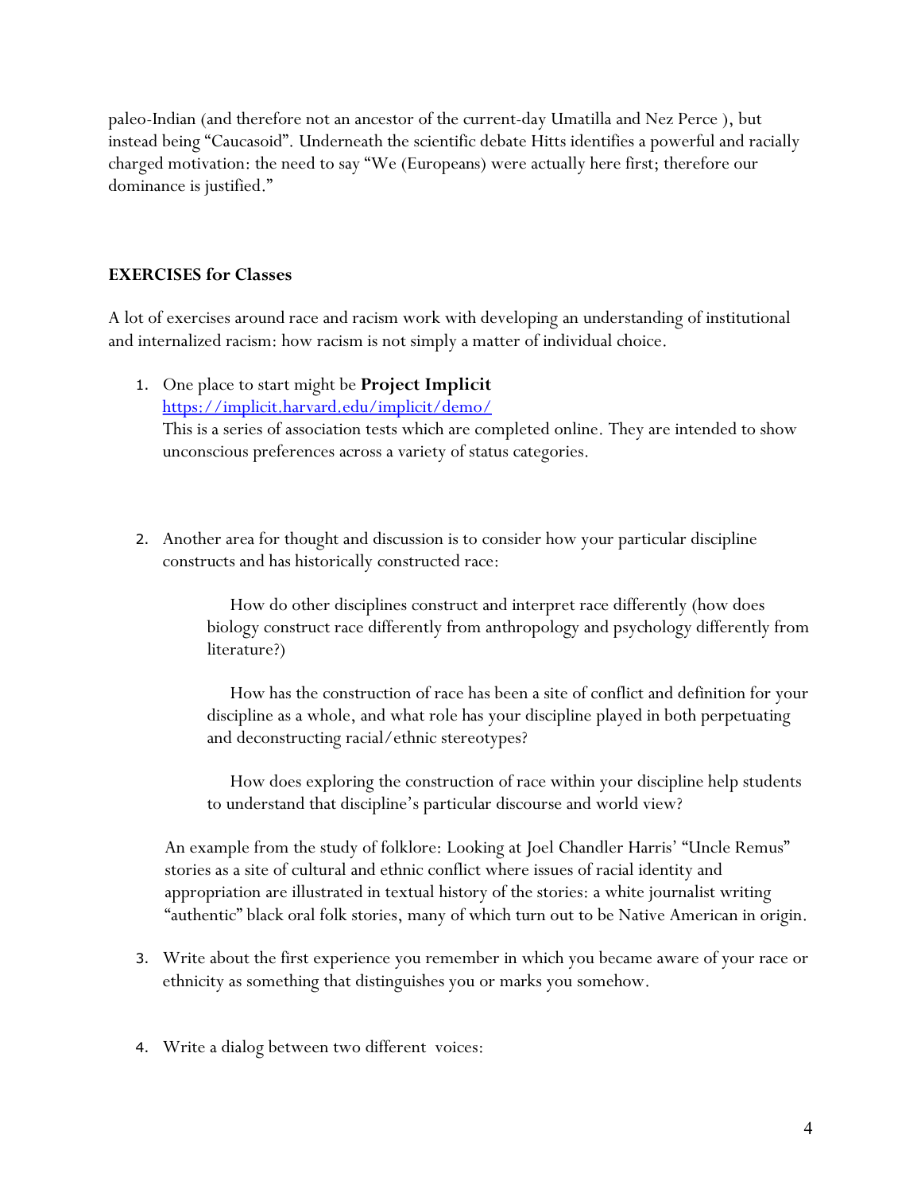paleo-Indian (and therefore not an ancestor of the current-day Umatilla and Nez Perce ), but instead being "Caucasoid". Underneath the scientific debate Hitts identifies a powerful and racially charged motivation: the need to say "We (Europeans) were actually here first; therefore our dominance is justified."

**EXERCISES for Classes**

A lot of exercises around race and racism work with developing an understanding of institutional and internalized racism: how racism is not simply a matter of individual choice.

1. One place to start might be **Project Implicit**
   [https://implicit.harvard.edu/implicit/demo/](https://implicit.harvard.edu/implicit/demo/)
   This is a series of association tests which are completed online. They are intended to show unconscious preferences across a variety of status categories.

2. Another area for thought and discussion is to consider how your particular discipline constructs and has historically constructed race:

   How do other disciplines construct and interpret race differently (how does biology construct race differently from anthropology and psychology differently from literature?)

   How has the construction of race has been a site of conflict and definition for your discipline as a whole, and what role has your discipline played in both perpetuating and deconstructing racial/ethnic stereotypes?

   How does exploring the construction of race within your discipline help students to understand that discipline's particular discourse and world view?

   An example from the study of folklore: Looking at Joel Chandler Harris' "Uncle Remus" stories as a site of cultural and ethnic conflict where issues of racial identity and appropriation are illustrated in textual history of the stories: a white journalist writing "authentic" black oral folk stories, many of which turn out to be Native American in origin.

3. Write about the first experience you remember in which you became aware of your race or ethnicity as something that distinguishes you or marks you somehow.

4. Write a dialog between two different voices: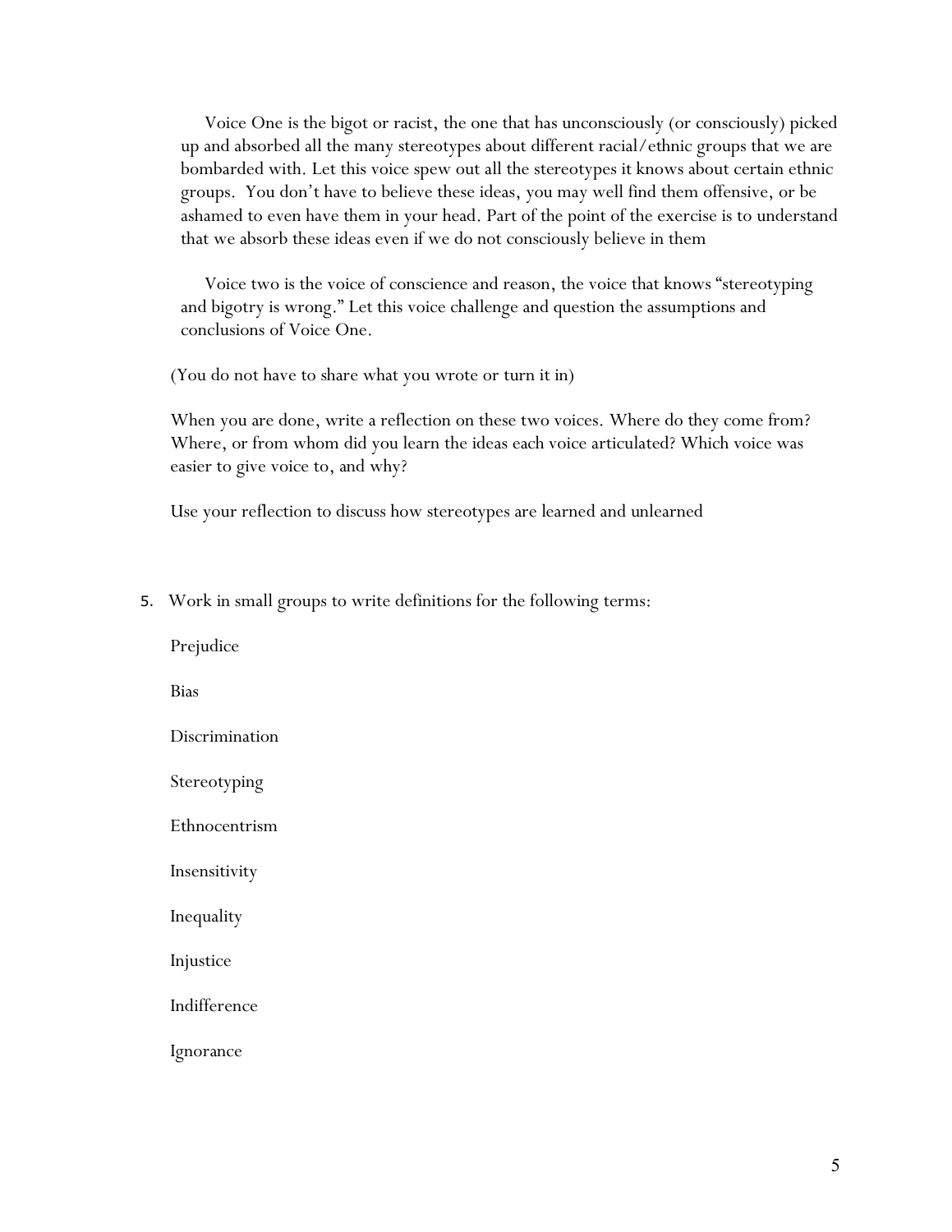Voice One is the bigot or racist, the one that has unconsciously (or consciously) picked up and absorbed all the many stereotypes about different racial/ethnic groups that we are bombarded with. Let this voice spew out all the stereotypes it knows about certain ethnic groups. You don't have to believe these ideas, you may well find them offensive, or be ashamed to even have them in your head. Part of the point of the exercise is to understand that we absorb these ideas even if we do not consciously believe in them

Voice two is the voice of conscience and reason, the voice that knows "stereotyping and bigotry is wrong." Let this voice challenge and question the assumptions and conclusions of Voice One.

(You do not have to share what you wrote or turn it in)

When you are done, write a reflection on these two voices. Where do they come from? Where, or from whom did you learn the ideas each voice articulated? Which voice was easier to give voice to, and why?

Use your reflection to discuss how stereotypes are learned and unlearned

5. Work in small groups to write definitions for the following terms:

   Prejudice

   Bias

   Discrimination

   Stereotyping

   Ethnocentrism

   Insensitivity

   Inequality

   Injustice

   Indifference

   Ignorance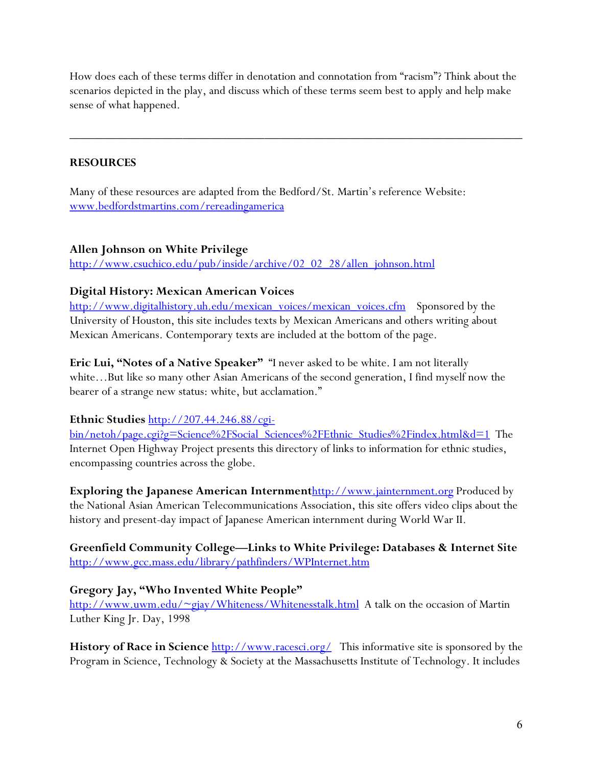How does each of these terms differ in denotation and connotation from "racism"? Think about the scenarios depicted in the play, and discuss which of these terms seem best to apply and help make sense of what happened.

---

## RESOURCES

Many of these resources are adapted from the Bedford/St. Martin's reference Website: [www.bedfordstmartins.com/rereadingamerica](www.bedfordstmartins.com/rereadingamerica)

**Allen Johnson on White Privilege**
[http://www.csuchico.edu/pub/inside/archive/02_02_28/allen_johnson.html](http://www.csuchico.edu/pub/inside/archive/02_02_28/allen_johnson.html)

**Digital History: Mexican American Voices**
[http://www.digitalhistory.uh.edu/mexican_voices/mexican_voices.cfm](http://www.digitalhistory.uh.edu/mexican_voices/mexican_voices.cfm) Sponsored by the University of Houston, this site includes texts by Mexican Americans and others writing about Mexican Americans. Contemporary texts are included at the bottom of the page.

**Eric Lui, "Notes of a Native Speaker"** "I never asked to be white. I am not literally white…But like so many other Asian Americans of the second generation, I find myself now the bearer of a strange new status: white, but acclamation."

**Ethnic Studies** [http://207.44.246.88/cgi-bin/netoh/page.cgi?g=Science%2FSocial_Sciences%2FEthnic_Studies%2Findex.html&d=1](http://207.44.246.88/cgi-bin/netoh/page.cgi?g=Science%2FSocial_Sciences%2FEthnic_Studies%2Findex.html&d=1) The Internet Open Highway Project presents this directory of links to information for ethnic studies, encompassing countries across the globe.

**Exploring the Japanese American Internment**[http://www.jainternment.org](http://www.jainternment.org) Produced by the National Asian American Telecommunications Association, this site offers video clips about the history and present-day impact of Japanese American internment during World War II.

**Greenfield Community College—Links to White Privilege: Databases & Internet Site**
[http://www.gcc.mass.edu/library/pathfinders/WPInternet.htm](http://www.gcc.mass.edu/library/pathfinders/WPInternet.htm)

**Gregory Jay, "Who Invented White People"**
[http://www.uwm.edu/~gjay/Whiteness/Whitenesstalk.html](http://www.uwm.edu/~gjay/Whiteness/Whitenesstalk.html) A talk on the occasion of Martin Luther King Jr. Day, 1998

**History of Race in Science** [http://www.racesci.org/](http://www.racesci.org/) This informative site is sponsored by the Program in Science, Technology & Society at the Massachusetts Institute of Technology. It includes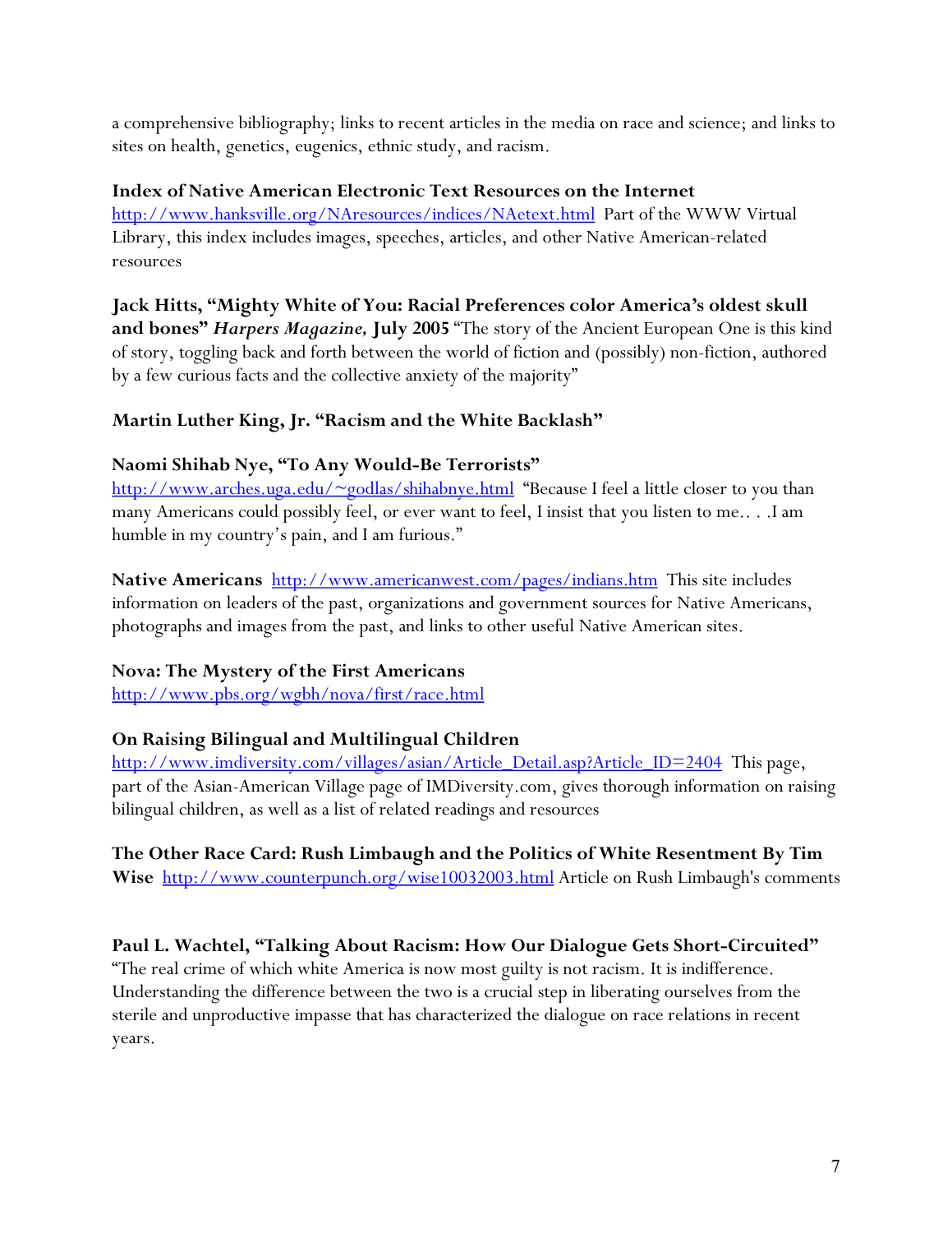a comprehensive bibliography; links to recent articles in the media on race and science; and links to sites on health, genetics, eugenics, ethnic study, and racism.

**Index of Native American Electronic Text Resources on the Internet**
http://www.hanksville.org/NAresources/indices/NAetext.html Part of the WWW Virtual Library, this index includes images, speeches, articles, and other Native American-related resources

**Jack Hitts, "Mighty White of You: Racial Preferences color America's oldest skull and bones"** ***Harpers Magazine,*** **July 2005** "The story of the Ancient European One is this kind of story, toggling back and forth between the world of fiction and (possibly) non-fiction, authored by a few curious facts and the collective anxiety of the majority"

**Martin Luther King, Jr. "Racism and the White Backlash"**

**Naomi Shihab Nye, "To Any Would-Be Terrorists"**
http://www.arches.uga.edu/~godlas/shihabnye.html "Because I feel a little closer to you than many Americans could possibly feel, or ever want to feel, I insist that you listen to me.. . .I am humble in my country's pain, and I am furious."

**Native Americans** http://www.americanwest.com/pages/indians.htm This site includes information on leaders of the past, organizations and government sources for Native Americans, photographs and images from the past, and links to other useful Native American sites.

**Nova: The Mystery of the First Americans**
http://www.pbs.org/wgbh/nova/first/race.html

**On Raising Bilingual and Multilingual Children**
http://www.imdiversity.com/villages/asian/Article_Detail.asp?Article_ID=2404 This page, part of the Asian-American Village page of IMDiversity.com, gives thorough information on raising bilingual children, as well as a list of related readings and resources

**The Other Race Card: Rush Limbaugh and the Politics of White Resentment By Tim Wise** http://www.counterpunch.org/wise10032003.html Article on Rush Limbaugh's comments

**Paul L. Wachtel, "Talking About Racism: How Our Dialogue Gets Short-Circuited"**
"The real crime of which white America is now most guilty is not racism. It is indifference. Understanding the difference between the two is a crucial step in liberating ourselves from the sterile and unproductive impasse that has characterized the dialogue on race relations in recent years.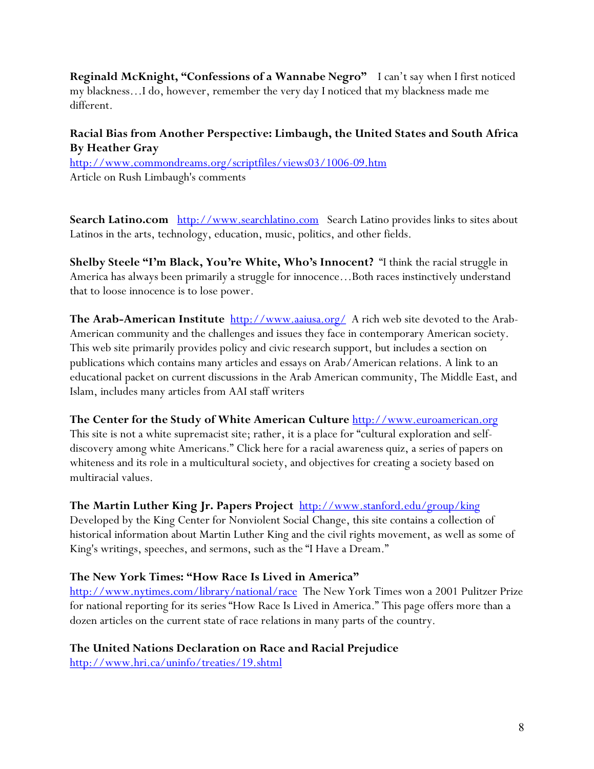**Reginald McKnight, "Confessions of a Wannabe Negro"** I can't say when I first noticed my blackness…I do, however, remember the very day I noticed that my blackness made me different.

**Racial Bias from Another Perspective: Limbaugh, the United States and South Africa By Heather Gray**
http://www.commondreams.org/scriptfiles/views03/1006-09.htm
Article on Rush Limbaugh's comments

**Search Latino.com** http://www.searchlatino.com Search Latino provides links to sites about Latinos in the arts, technology, education, music, politics, and other fields.

**Shelby Steele "I'm Black, You're White, Who's Innocent?** "I think the racial struggle in America has always been primarily a struggle for innocence…Both races instinctively understand that to loose innocence is to lose power.

**The Arab-American Institute** http://www.aaiusa.org/ A rich web site devoted to the Arab-American community and the challenges and issues they face in contemporary American society. This web site primarily provides policy and civic research support, but includes a section on publications which contains many articles and essays on Arab/American relations. A link to an educational packet on current discussions in the Arab American community, The Middle East, and Islam, includes many articles from AAI staff writers

**The Center for the Study of White American Culture** http://www.euroamerican.org
This site is not a white supremacist site; rather, it is a place for "cultural exploration and self-discovery among white Americans." Click here for a racial awareness quiz, a series of papers on whiteness and its role in a multicultural society, and objectives for creating a society based on multiracial values.

**The Martin Luther King Jr. Papers Project** http://www.stanford.edu/group/king
Developed by the King Center for Nonviolent Social Change, this site contains a collection of historical information about Martin Luther King and the civil rights movement, as well as some of King's writings, speeches, and sermons, such as the "I Have a Dream."

**The New York Times: "How Race Is Lived in America"**
http://www.nytimes.com/library/national/race The New York Times won a 2001 Pulitzer Prize for national reporting for its series "How Race Is Lived in America." This page offers more than a dozen articles on the current state of race relations in many parts of the country.

**The United Nations Declaration on Race and Racial Prejudice**
http://www.hri.ca/uninfo/treaties/19.shtml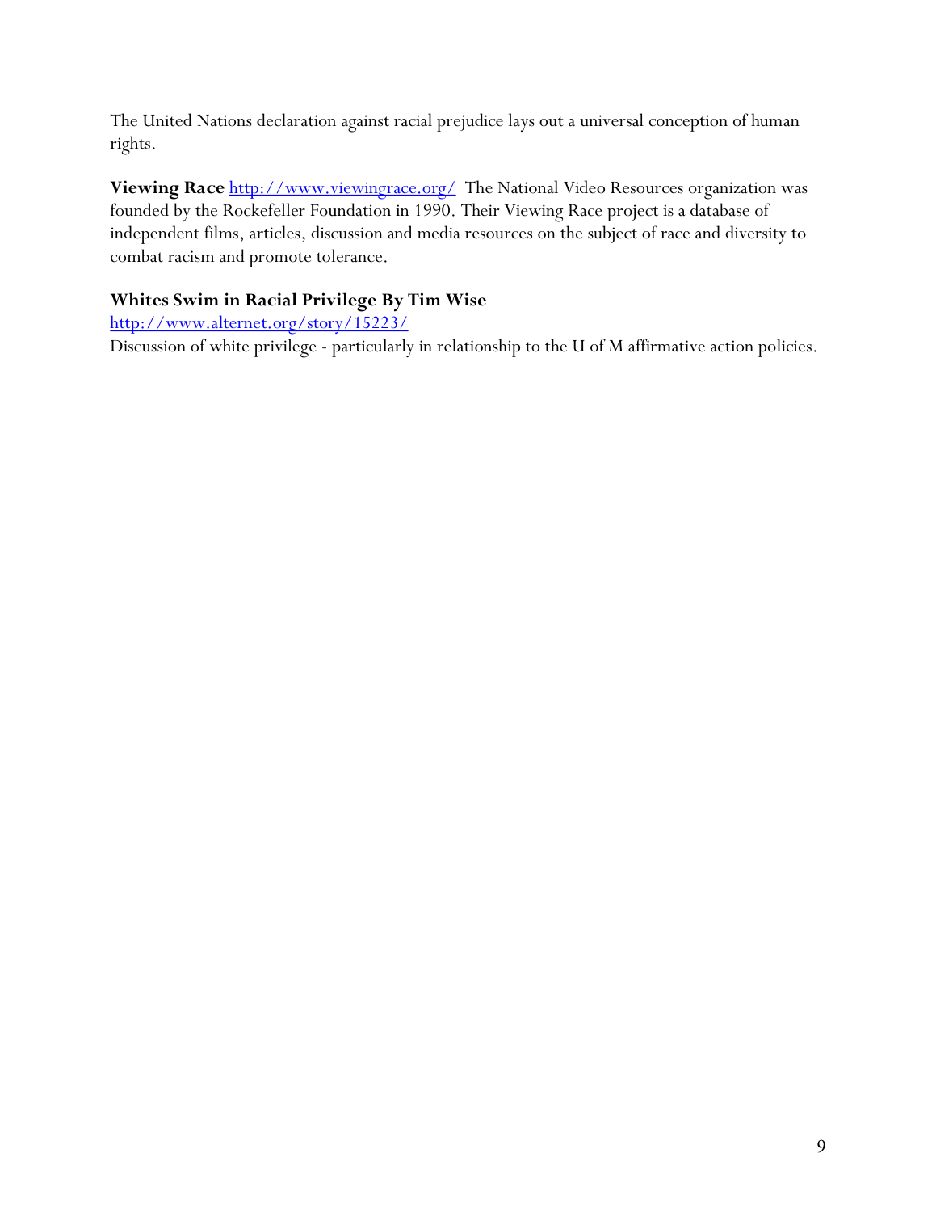The United Nations declaration against racial prejudice lays out a universal conception of human rights.

**Viewing Race** http://www.viewingrace.org/ The National Video Resources organization was founded by the Rockefeller Foundation in 1990. Their Viewing Race project is a database of independent films, articles, discussion and media resources on the subject of race and diversity to combat racism and promote tolerance.

**Whites Swim in Racial Privilege By Tim Wise**
http://www.alternet.org/story/15223/
Discussion of white privilege - particularly in relationship to the U of M affirmative action policies.